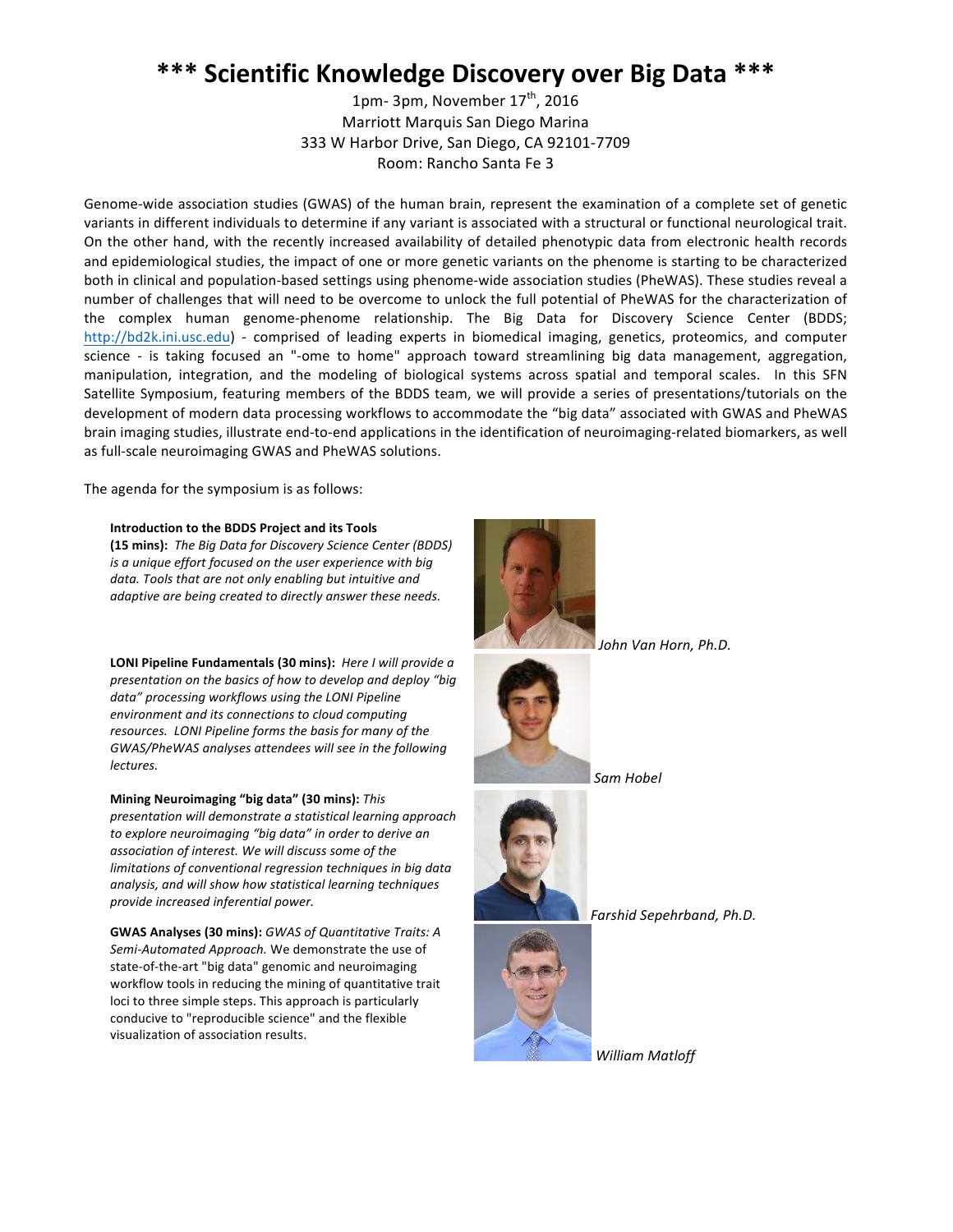# *** Scientific Knowledge Discovery over Big Data ***

1pm- 3pm, November 17th, 2016
Marriott Marquis San Diego Marina
333 W Harbor Drive, San Diego, CA 92101-7709
Room: Rancho Santa Fe 3

Genome-wide association studies (GWAS) of the human brain, represent the examination of a complete set of genetic variants in different individuals to determine if any variant is associated with a structural or functional neurological trait. On the other hand, with the recently increased availability of detailed phenotypic data from electronic health records and epidemiological studies, the impact of one or more genetic variants on the phenome is starting to be characterized both in clinical and population-based settings using phenome-wide association studies (PheWAS). These studies reveal a number of challenges that will need to be overcome to unlock the full potential of PheWAS for the characterization of the complex human genome-phenome relationship. The Big Data for Discovery Science Center (BDDS; http://bd2k.ini.usc.edu) - comprised of leading experts in biomedical imaging, genetics, proteomics, and computer science - is taking focused an "-ome to home" approach toward streamlining big data management, aggregation, manipulation, integration, and the modeling of biological systems across spatial and temporal scales. In this SFN Satellite Symposium, featuring members of the BDDS team, we will provide a series of presentations/tutorials on the development of modern data processing workflows to accommodate the "big data" associated with GWAS and PheWAS brain imaging studies, illustrate end-to-end applications in the identification of neuroimaging-related biomarkers, as well as full-scale neuroimaging GWAS and PheWAS solutions.

The agenda for the symposium is as follows:

**Introduction to the BDDS Project and its Tools (15 mins):** *The Big Data for Discovery Science Center (BDDS) is a unique effort focused on the user experience with big data. Tools that are not only enabling but intuitive and adaptive are being created to directly answer these needs.*

*John Van Horn, Ph.D.*

**LONI Pipeline Fundamentals (30 mins):** *Here I will provide a presentation on the basics of how to develop and deploy "big data" processing workflows using the LONI Pipeline environment and its connections to cloud computing resources. LONI Pipeline forms the basis for many of the GWAS/PheWAS analyses attendees will see in the following lectures.*

*Sam Hobel*

**Mining Neuroimaging "big data" (30 mins):** *This presentation will demonstrate a statistical learning approach to explore neuroimaging "big data" in order to derive an association of interest. We will discuss some of the limitations of conventional regression techniques in big data analysis, and will show how statistical learning techniques provide increased inferential power.*

*Farshid Sepehrband, Ph.D.*

**GWAS Analyses (30 mins):** *GWAS of Quantitative Traits: A Semi-Automated Approach.* We demonstrate the use of state-of-the-art "big data" genomic and neuroimaging workflow tools in reducing the mining of quantitative trait loci to three simple steps. This approach is particularly conducive to "reproducible science" and the flexible visualization of association results.

*William Matloff*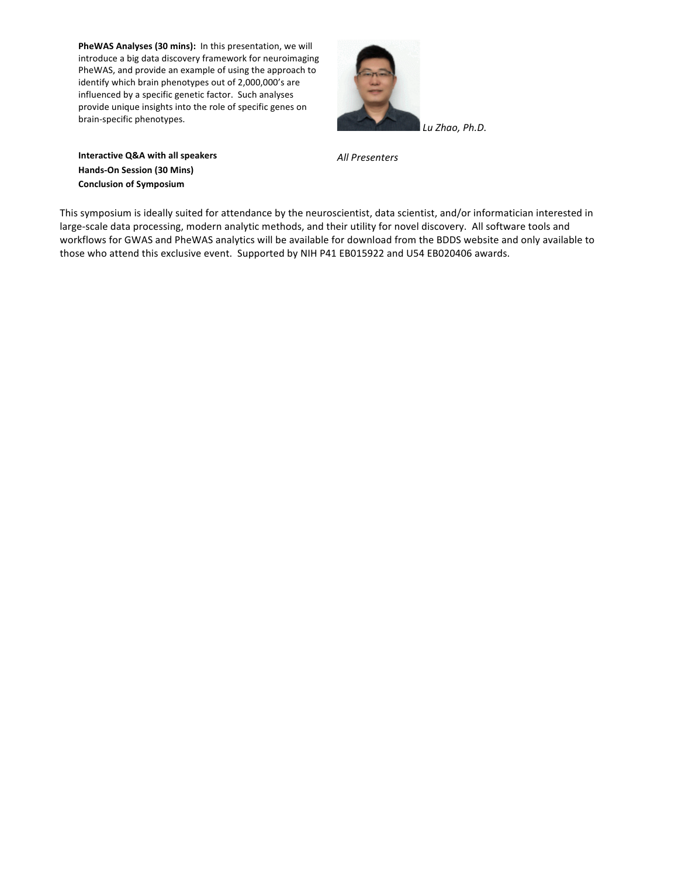**PheWAS Analyses (30 mins):** In this presentation, we will introduce a big data discovery framework for neuroimaging PheWAS, and provide an example of using the approach to identify which brain phenotypes out of 2,000,000's are influenced by a specific genetic factor. Such analyses provide unique insights into the role of specific genes on brain-specific phenotypes.

*Lu Zhao, Ph.D.*

**Interactive Q&A with all speakers**
**Hands-On Session (30 Mins)**
**Conclusion of Symposium**

*All Presenters*

This symposium is ideally suited for attendance by the neuroscientist, data scientist, and/or informatician interested in large-scale data processing, modern analytic methods, and their utility for novel discovery. All software tools and workflows for GWAS and PheWAS analytics will be available for download from the BDDS website and only available to those who attend this exclusive event. Supported by NIH P41 EB015922 and U54 EB020406 awards.